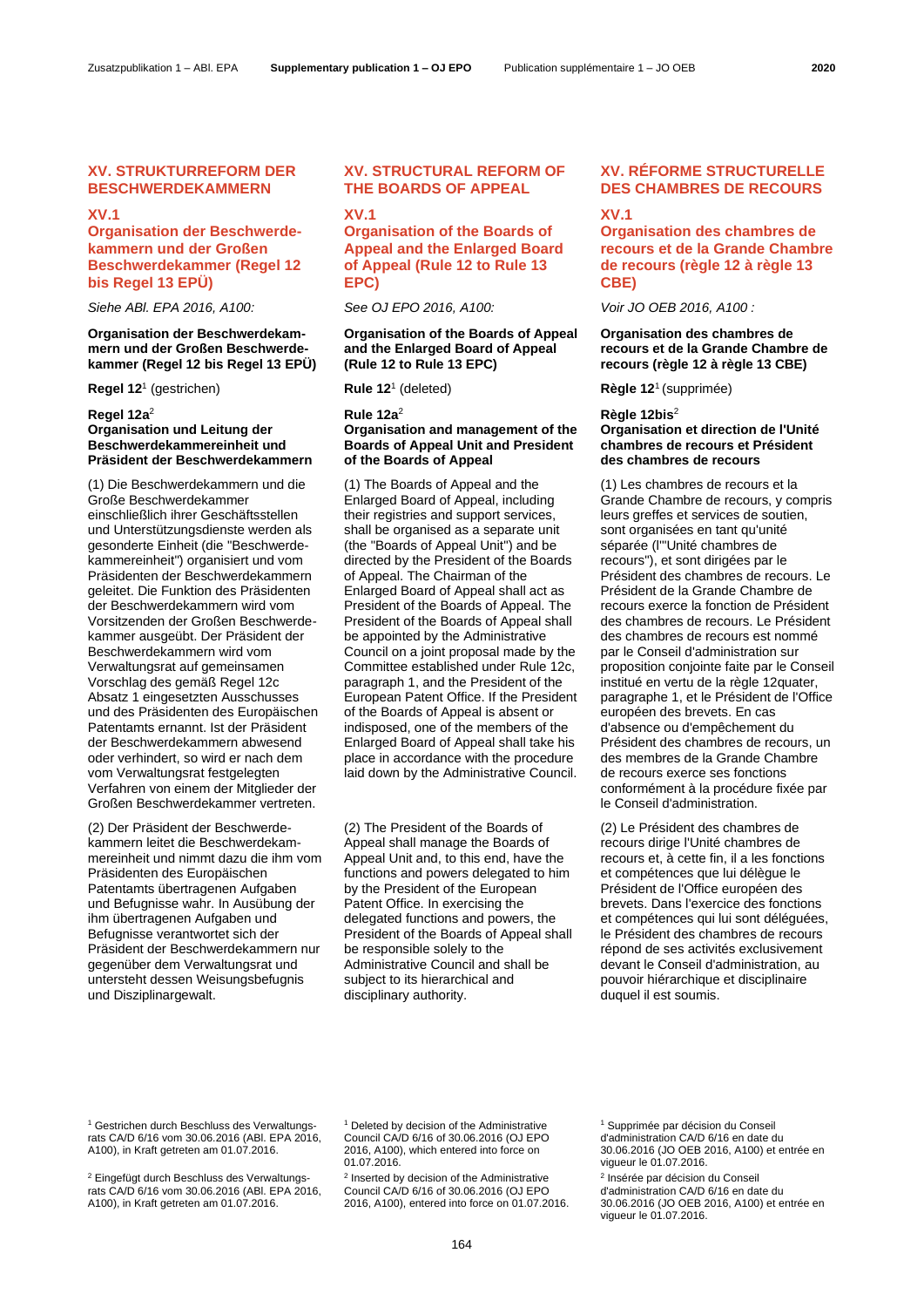# XV. STRUKTURREFORM DER BESCHWERDEKAMMERN

## XV.1 Organisation der Beschwerdekammern und der Großen Beschwerdekammer (Regel 12 bis Regel 13 EPÜ)

*Siehe ABl. EPA 2016, A100:*

**Organisation der Beschwerdekammern und der Großen Beschwerdekammer (Regel 12 bis Regel 13 EPÜ)**

**Regel 12**[1] (gestrichen)

**Regel 12a**[2]
**Organisation und Leitung der Beschwerdekammereinheit und Präsident der Beschwerdekammern**

(1) Die Beschwerdekammern und die Große Beschwerdekammer einschließlich ihrer Geschäftsstellen und Unterstützungsdienste werden als gesonderte Einheit (die "Beschwerdekammereinheit") organisiert und vom Präsidenten der Beschwerdekammern geleitet. Die Funktion des Präsidenten der Beschwerdekammern wird vom Vorsitzenden der Großen Beschwerdekammer ausgeübt. Der Präsident der Beschwerdekammern wird vom Verwaltungsrat auf gemeinsamen Vorschlag des gemäß Regel 12c Absatz 1 eingesetzten Ausschusses und des Präsidenten des Europäischen Patentamts ernannt. Ist der Präsident der Beschwerdekammern abwesend oder verhindert, so wird er nach dem vom Verwaltungsrat festgelegten Verfahren von einem der Mitglieder der Großen Beschwerdekammer vertreten.

(2) Der Präsident der Beschwerdekammern leitet die Beschwerdekammereinheit und nimmt dazu die ihm vom Präsidenten des Europäischen Patentamts übertragenen Aufgaben und Befugnisse wahr. In Ausübung der ihm übertragenen Aufgaben und Befugnisse verantwortet sich der Präsident der Beschwerdekammern nur gegenüber dem Verwaltungsrat und untersteht dessen Weisungsbefugnis und Disziplinargewalt.

[1] Gestrichen durch Beschluss des Verwaltungsrats CA/D 6/16 vom 30.06.2016 (ABl. EPA 2016, A100), in Kraft getreten am 01.07.2016.

[2] Eingefügt durch Beschluss des Verwaltungsrats CA/D 6/16 vom 30.06.2016 (ABl. EPA 2016, A100), in Kraft getreten am 01.07.2016.

# XV. STRUCTURAL REFORM OF THE BOARDS OF APPEAL

## XV.1 Organisation of the Boards of Appeal and the Enlarged Board of Appeal (Rule 12 to Rule 13 EPC)

*See OJ EPO 2016, A100:*

**Organisation of the Boards of Appeal and the Enlarged Board of Appeal (Rule 12 to Rule 13 EPC)**

**Rule 12**[1] (deleted)

**Rule 12a**[2]
**Organisation and management of the Boards of Appeal Unit and President of the Boards of Appeal**

(1) The Boards of Appeal and the Enlarged Board of Appeal, including their registries and support services, shall be organised as a separate unit (the "Boards of Appeal Unit") and be directed by the President of the Boards of Appeal. The Chairman of the Enlarged Board of Appeal shall act as President of the Boards of Appeal. The President of the Boards of Appeal shall be appointed by the Administrative Council on a joint proposal made by the Committee established under Rule 12c, paragraph 1, and the President of the European Patent Office. If the President of the Boards of Appeal is absent or indisposed, one of the members of the Enlarged Board of Appeal shall take his place in accordance with the procedure laid down by the Administrative Council.

(2) The President of the Boards of Appeal shall manage the Boards of Appeal Unit and, to this end, have the functions and powers delegated to him by the President of the European Patent Office. In exercising the delegated functions and powers, the President of the Boards of Appeal shall be responsible solely to the Administrative Council and shall be subject to its hierarchical and disciplinary authority.

[1] Deleted by decision of the Administrative Council CA/D 6/16 of 30.06.2016 (OJ EPO 2016, A100), which entered into force on 01.07.2016.

[2] Inserted by decision of the Administrative Council CA/D 6/16 of 30.06.2016 (OJ EPO 2016, A100), entered into force on 01.07.2016.

# XV. RÉFORME STRUCTURELLE DES CHAMBRES DE RECOURS

## XV.1 Organisation des chambres de recours et de la Grande Chambre de recours (règle 12 à règle 13 CBE)

*Voir JO OEB 2016, A100 :*

**Organisation des chambres de recours et de la Grande Chambre de recours (règle 12 à règle 13 CBE)**

**Règle 12**[1] (supprimée)

**Règle 12bis**[2]
**Organisation et direction de l'Unité chambres de recours et Président des chambres de recours**

(1) Les chambres de recours et la Grande Chambre de recours, y compris leurs greffes et services de soutien, sont organisées en tant qu'unité séparée (l'"Unité chambres de recours"), et sont dirigées par le Président des chambres de recours. Le Président de la Grande Chambre de recours exerce la fonction de Président des chambres de recours. Le Président des chambres de recours est nommé par le Conseil d'administration sur proposition conjointe faite par le Conseil institué en vertu de la règle 12quater, paragraphe 1, et le Président de l'Office européen des brevets. En cas d'absence ou d'empêchement du Président des chambres de recours, un des membres de la Grande Chambre de recours exerce ses fonctions conformément à la procédure fixée par le Conseil d'administration.

(2) Le Président des chambres de recours dirige l'Unité chambres de recours et, à cette fin, il a les fonctions et compétences que lui délègue le Président de l'Office européen des brevets. Dans l'exercice des fonctions et compétences qui lui sont déléguées, le Président des chambres de recours répond de ses activités exclusivement devant le Conseil d'administration, au pouvoir hiérarchique et disciplinaire duquel il est soumis.

[1] Supprimée par décision du Conseil d'administration CA/D 6/16 en date du 30.06.2016 (JO OEB 2016, A100) et entrée en vigueur le 01.07.2016.

[2] Insérée par décision du Conseil d'administration CA/D 6/16 en date du 30.06.2016 (JO OEB 2016, A100) et entrée en vigueur le 01.07.2016.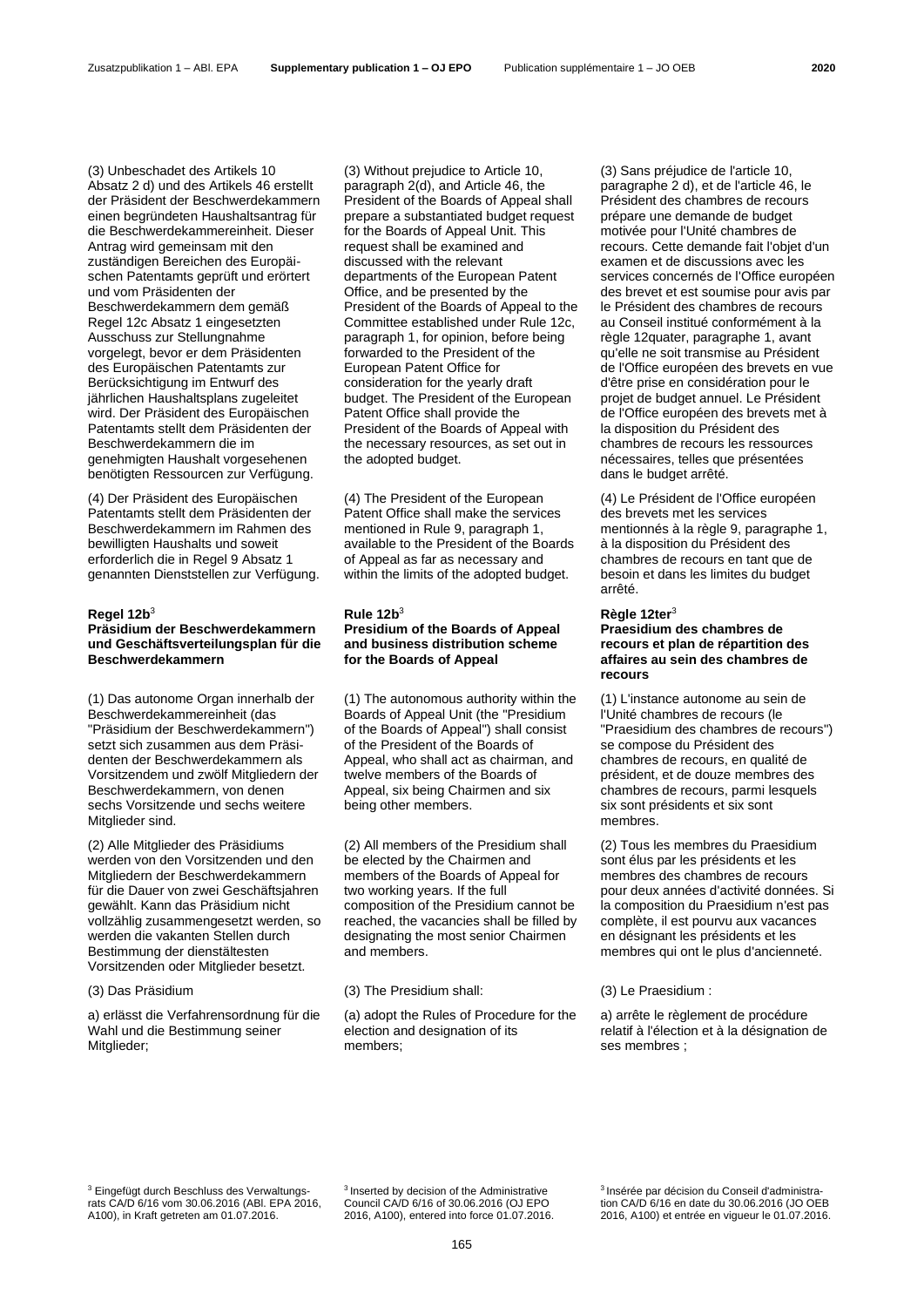(3) Unbeschadet des Artikels 10 Absatz 2 d) und des Artikels 46 erstellt der Präsident der Beschwerdekammern einen begründeten Haushaltsantrag für die Beschwerdekammereinheit. Dieser Antrag wird gemeinsam mit den zuständigen Bereichen des Europäischen Patentamts geprüft und erörtert und vom Präsidenten der Beschwerdekammern dem gemäß Regel 12c Absatz 1 eingesetzten Ausschuss zur Stellungnahme vorgelegt, bevor er dem Präsidenten des Europäischen Patentamts zur Berücksichtigung im Entwurf des jährlichen Haushaltsplans zugeleitet wird. Der Präsident des Europäischen Patentamts stellt dem Präsidenten der Beschwerdekammern die im genehmigten Haushalt vorgesehenen benötigten Ressourcen zur Verfügung.

(4) Der Präsident des Europäischen Patentamts stellt dem Präsidenten der Beschwerdekammern im Rahmen des bewilligten Haushalts und soweit erforderlich die in Regel 9 Absatz 1 genannten Dienststellen zur Verfügung.

**Regel 12b**[3]
**Präsidium der Beschwerdekammern und Geschäftsverteilungsplan für die Beschwerdekammern**

(1) Das autonome Organ innerhalb der Beschwerdekammereinheit (das "Präsidium der Beschwerdekammern") setzt sich zusammen aus dem Präsidenten der Beschwerdekammern als Vorsitzendem und zwölf Mitgliedern der Beschwerdekammern, von denen sechs Vorsitzende und sechs weitere Mitglieder sind.

(2) Alle Mitglieder des Präsidiums werden von den Vorsitzenden und den Mitgliedern der Beschwerdekammern für die Dauer von zwei Geschäftsjahren gewählt. Kann das Präsidium nicht vollzählig zusammengesetzt werden, so werden die vakanten Stellen durch Bestimmung der dienstältesten Vorsitzenden oder Mitglieder besetzt.

(3) Das Präsidium

a) erlässt die Verfahrensordnung für die Wahl und die Bestimmung seiner Mitglieder;

[3] Eingefügt durch Beschluss des Verwaltungsrats CA/D 6/16 vom 30.06.2016 (ABl. EPA 2016, A100), in Kraft getreten am 01.07.2016.

(3) Without prejudice to Article 10, paragraph 2(d), and Article 46, the President of the Boards of Appeal shall prepare a substantiated budget request for the Boards of Appeal Unit. This request shall be examined and discussed with the relevant departments of the European Patent Office, and be presented by the President of the Boards of Appeal to the Committee established under Rule 12c, paragraph 1, for opinion, before being forwarded to the President of the European Patent Office for consideration for the yearly draft budget. The President of the European Patent Office shall provide the President of the Boards of Appeal with the necessary resources, as set out in the adopted budget.

(4) The President of the European Patent Office shall make the services mentioned in Rule 9, paragraph 1, available to the President of the Boards of Appeal as far as necessary and within the limits of the adopted budget.

**Rule 12b**[3]
**Presidium of the Boards of Appeal and business distribution scheme for the Boards of Appeal**

(1) The autonomous authority within the Boards of Appeal Unit (the "Presidium of the Boards of Appeal") shall consist of the President of the Boards of Appeal, who shall act as chairman, and twelve members of the Boards of Appeal, six being Chairmen and six being other members.

(2) All members of the Presidium shall be elected by the Chairmen and members of the Boards of Appeal for two working years. If the full composition of the Presidium cannot be reached, the vacancies shall be filled by designating the most senior Chairmen and members.

(3) The Presidium shall:

(a) adopt the Rules of Procedure for the election and designation of its members;

[3] Inserted by decision of the Administrative Council CA/D 6/16 of 30.06.2016 (OJ EPO 2016, A100), entered into force 01.07.2016.

(3) Sans préjudice de l'article 10, paragraphe 2 d), et de l'article 46, le Président des chambres de recours prépare une demande de budget motivée pour l'Unité chambres de recours. Cette demande fait l'objet d'un examen et de discussions avec les services concernés de l'Office européen des brevet et est soumise pour avis par le Président des chambres de recours au Conseil institué conformément à la règle 12quater, paragraphe 1, avant qu'elle ne soit transmise au Président de l'Office européen des brevets en vue d'être prise en considération pour le projet de budget annuel. Le Président de l'Office européen des brevets met à la disposition du Président des chambres de recours les ressources nécessaires, telles que présentées dans le budget arrêté.

(4) Le Président de l'Office européen des brevets met les services mentionnés à la règle 9, paragraphe 1, à la disposition du Président des chambres de recours en tant que de besoin et dans les limites du budget arrêté.

**Règle 12ter**[3]
**Praesidium des chambres de recours et plan de répartition des affaires au sein des chambres de recours**

(1) L'instance autonome au sein de l'Unité chambres de recours (le "Praesidium des chambres de recours") se compose du Président des chambres de recours, en qualité de président, et de douze membres des chambres de recours, parmi lesquels six sont présidents et six sont membres.

(2) Tous les membres du Praesidium sont élus par les présidents et les membres des chambres de recours pour deux années d'activité données. Si la composition du Praesidium n'est pas complète, il est pourvu aux vacances en désignant les présidents et les membres qui ont le plus d'ancienneté.

(3) Le Praesidium :

a) arrête le règlement de procédure relatif à l'élection et à la désignation de ses membres ;

[3] Insérée par décision du Conseil d'administration CA/D 6/16 en date du 30.06.2016 (JO OEB 2016, A100) et entrée en vigueur le 01.07.2016.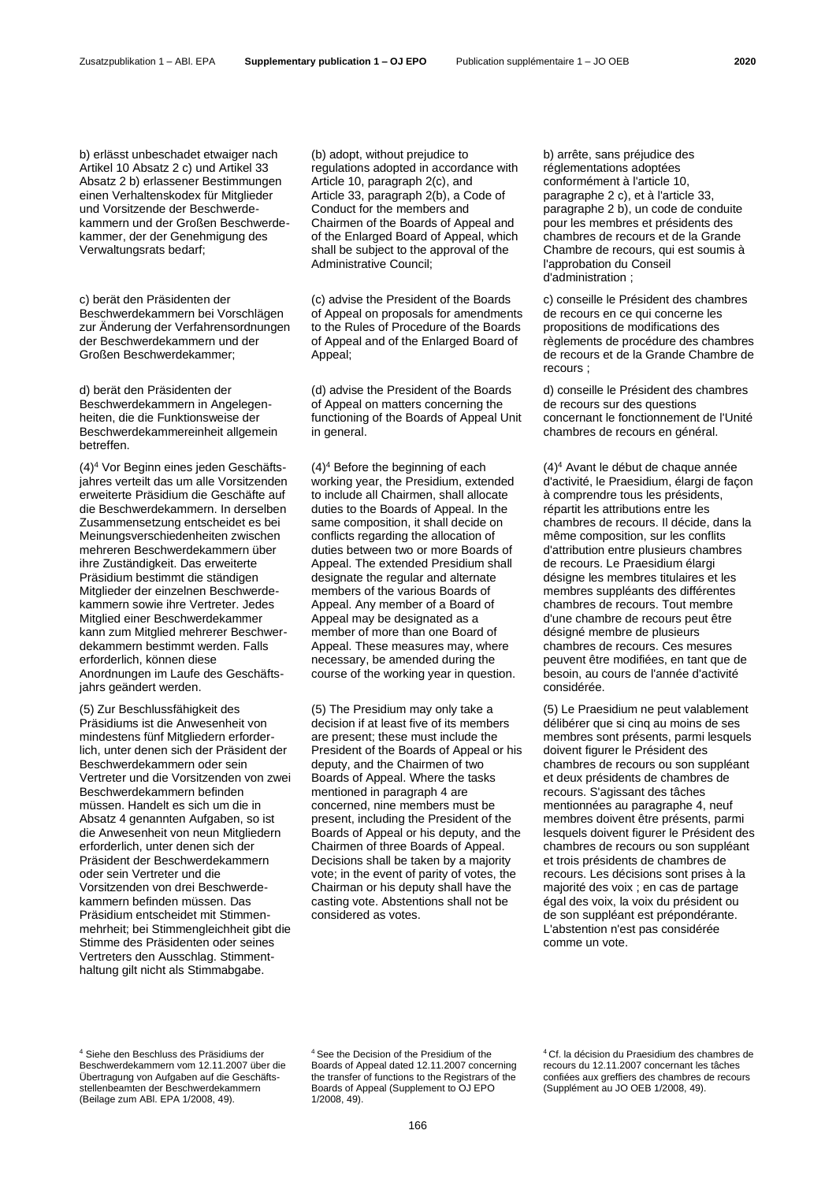b) erlässt unbeschadet etwaiger nach Artikel 10 Absatz 2 c) und Artikel 33 Absatz 2 b) erlassener Bestimmungen einen Verhaltenskodex für Mitglieder und Vorsitzende der Beschwerdekammern und der Großen Beschwerdekammer, der der Genehmigung des Verwaltungsrats bedarf;

c) berät den Präsidenten der Beschwerdekammern bei Vorschlägen zur Änderung der Verfahrensordnungen der Beschwerdekammern und der Großen Beschwerdekammer;

d) berät den Präsidenten der Beschwerdekammern in Angelegenheiten, die die Funktionsweise der Beschwerdekammereinheit allgemein betreffen.

(4)[4] Vor Beginn eines jeden Geschäftsjahres verteilt das um alle Vorsitzenden erweiterte Präsidium die Geschäfte auf die Beschwerdekammern. In derselben Zusammensetzung entscheidet es bei Meinungsverschiedenheiten zwischen mehreren Beschwerdekammern über ihre Zuständigkeit. Das erweiterte Präsidium bestimmt die ständigen Mitglieder der einzelnen Beschwerdekammern sowie ihre Vertreter. Jedes Mitglied einer Beschwerdekammer kann zum Mitglied mehrerer Beschwerdekammern bestimmt werden. Falls erforderlich, können diese Anordnungen im Laufe des Geschäftsjahrs geändert werden.

(5) Zur Beschlussfähigkeit des Präsidiums ist die Anwesenheit von mindestens fünf Mitgliedern erforderlich, unter denen sich der Präsident der Beschwerdekammern oder sein Vertreter und die Vorsitzenden von zwei Beschwerdekammern befinden müssen. Handelt es sich um die in Absatz 4 genannten Aufgaben, so ist die Anwesenheit von neun Mitgliedern erforderlich, unter denen sich der Präsident der Beschwerdekammern oder sein Vertreter und die Vorsitzenden von drei Beschwerdekammern befinden müssen. Das Präsidium entscheidet mit Stimmenmehrheit; bei Stimmengleichheit gibt die Stimme des Präsidenten oder seines Vertreters den Ausschlag. Stimmenthaltung gilt nicht als Stimmabgabe.

[4] Siehe den Beschluss des Präsidiums der Beschwerdekammern vom 12.11.2007 über die Übertragung von Aufgaben auf die Geschäftsstellenbeamten der Beschwerdekammern (Beilage zum ABl. EPA 1/2008, 49).

(b) adopt, without prejudice to regulations adopted in accordance with Article 10, paragraph 2(c), and Article 33, paragraph 2(b), a Code of Conduct for the members and Chairmen of the Boards of Appeal and of the Enlarged Board of Appeal, which shall be subject to the approval of the Administrative Council;

(c) advise the President of the Boards of Appeal on proposals for amendments to the Rules of Procedure of the Boards of Appeal and of the Enlarged Board of Appeal;

(d) advise the President of the Boards of Appeal on matters concerning the functioning of the Boards of Appeal Unit in general.

(4)[4] Before the beginning of each working year, the Presidium, extended to include all Chairmen, shall allocate duties to the Boards of Appeal. In the same composition, it shall decide on conflicts regarding the allocation of duties between two or more Boards of Appeal. The extended Presidium shall designate the regular and alternate members of the various Boards of Appeal. Any member of a Board of Appeal may be designated as a member of more than one Board of Appeal. These measures may, where necessary, be amended during the course of the working year in question.

(5) The Presidium may only take a decision if at least five of its members are present; these must include the President of the Boards of Appeal or his deputy, and the Chairmen of two Boards of Appeal. Where the tasks mentioned in paragraph 4 are concerned, nine members must be present, including the President of the Boards of Appeal or his deputy, and the Chairmen of three Boards of Appeal. Decisions shall be taken by a majority vote; in the event of parity of votes, the Chairman or his deputy shall have the casting vote. Abstentions shall not be considered as votes.

[4] See the Decision of the Presidium of the Boards of Appeal dated 12.11.2007 concerning the transfer of functions to the Registrars of the Boards of Appeal (Supplement to OJ EPO 1/2008, 49).

b) arrête, sans préjudice des réglementations adoptées conformément à l'article 10, paragraphe 2 c), et à l'article 33, paragraphe 2 b), un code de conduite pour les membres et présidents des chambres de recours et de la Grande Chambre de recours, qui est soumis à l'approbation du Conseil d'administration ;

c) conseille le Président des chambres de recours en ce qui concerne les propositions de modifications des règlements de procédure des chambres de recours et de la Grande Chambre de recours ;

d) conseille le Président des chambres de recours sur des questions concernant le fonctionnement de l'Unité chambres de recours en général.

(4)[4] Avant le début de chaque année d'activité, le Praesidium, élargi de façon à comprendre tous les présidents, répartit les attributions entre les chambres de recours. Il décide, dans la même composition, sur les conflits d'attribution entre plusieurs chambres de recours. Le Praesidium élargi désigne les membres titulaires et les membres suppléants des différentes chambres de recours. Tout membre d'une chambre de recours peut être désigné membre de plusieurs chambres de recours. Ces mesures peuvent être modifiées, en tant que de besoin, au cours de l'année d'activité considérée.

(5) Le Praesidium ne peut valablement délibérer que si cinq au moins de ses membres sont présents, parmi lesquels doivent figurer le Président des chambres de recours ou son suppléant et deux présidents de chambres de recours. S'agissant des tâches mentionnées au paragraphe 4, neuf membres doivent être présents, parmi lesquels doivent figurer le Président des chambres de recours ou son suppléant et trois présidents de chambres de recours. Les décisions sont prises à la majorité des voix ; en cas de partage égal des voix, la voix du président ou de son suppléant est prépondérante. L'abstention n'est pas considérée comme un vote.

[4] Cf. la décision du Praesidium des chambres de recours du 12.11.2007 concernant les tâches confiées aux greffiers des chambres de recours (Supplément au JO OEB 1/2008, 49).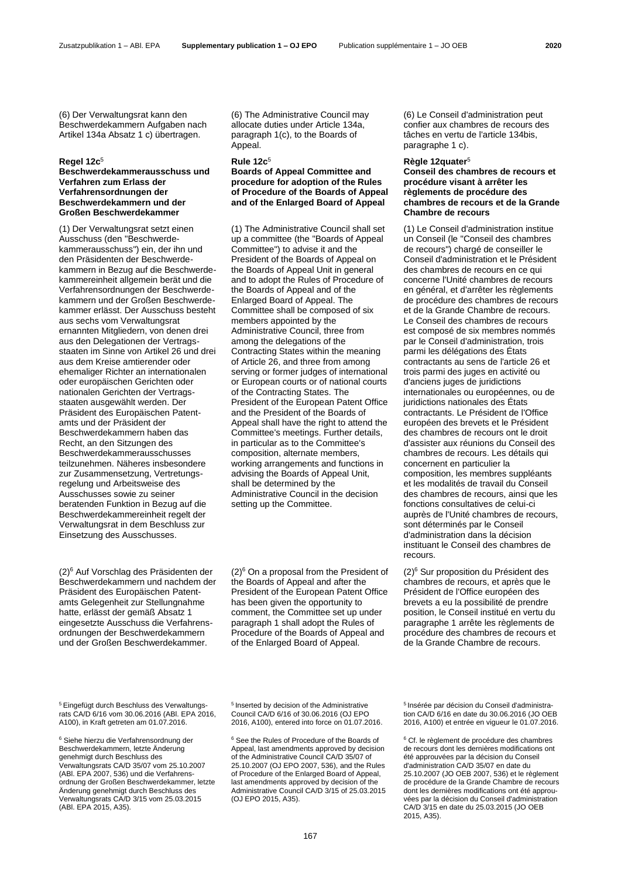(6) Der Verwaltungsrat kann den Beschwerdekammern Aufgaben nach Artikel 134a Absatz 1 c) übertragen.

**Regel 12c**[5]
**Beschwerdekammerausschuss und Verfahren zum Erlass der Verfahrensordnungen der Beschwerdekammern und der Großen Beschwerdekammer**

(1) Der Verwaltungsrat setzt einen Ausschuss (den "Beschwerdekammerausschuss") ein, der ihn und den Präsidenten der Beschwerdekammern in Bezug auf die Beschwerdekammereinheit allgemein berät und die Verfahrensordnungen der Beschwerdekammern und der Großen Beschwerdekammer erlässt. Der Ausschuss besteht aus sechs vom Verwaltungsrat ernannten Mitgliedern, von denen drei aus den Delegationen der Vertragsstaaten im Sinne von Artikel 26 und drei aus dem Kreise amtierender oder ehemaliger Richter an internationalen oder europäischen Gerichten oder nationalen Gerichten der Vertragsstaaten ausgewählt werden. Der Präsident des Europäischen Patentamts und der Präsident der Beschwerdekammern haben das Recht, an den Sitzungen des Beschwerdekammerausschusses teilzunehmen. Näheres insbesondere zur Zusammensetzung, Vertretungsregelung und Arbeitsweise des Ausschusses sowie zu seiner beratenden Funktion in Bezug auf die Beschwerdekammereinheit regelt der Verwaltungsrat in dem Beschluss zur Einsetzung des Ausschusses.

(2)[6] Auf Vorschlag des Präsidenten der Beschwerdekammern und nachdem der Präsident des Europäischen Patentamts Gelegenheit zur Stellungnahme hatte, erlässt der gemäß Absatz 1 eingesetzte Ausschuss die Verfahrensordnungen der Beschwerdekammern und der Großen Beschwerdekammer.

[5] Eingefügt durch Beschluss des Verwaltungsrats CA/D 6/16 vom 30.06.2016 (ABl. EPA 2016, A100), in Kraft getreten am 01.07.2016.

[6] Siehe hierzu die Verfahrensordnung der Beschwerdekammern, letzte Änderung genehmigt durch Beschluss des Verwaltungsrats CA/D 35/07 vom 25.10.2007 (ABl. EPA 2007, 536) und die Verfahrensordnung der Großen Beschwerdekammer, letzte Änderung genehmigt durch Beschluss des Verwaltungsrats CA/D 3/15 vom 25.03.2015 (ABl. EPA 2015, A35).

(6) The Administrative Council may allocate duties under Article 134a, paragraph 1(c), to the Boards of Appeal.

**Rule 12c**[5]
**Boards of Appeal Committee and procedure for adoption of the Rules of Procedure of the Boards of Appeal and of the Enlarged Board of Appeal**

(1) The Administrative Council shall set up a committee (the "Boards of Appeal Committee") to advise it and the President of the Boards of Appeal on the Boards of Appeal Unit in general and to adopt the Rules of Procedure of the Boards of Appeal and of the Enlarged Board of Appeal. The Committee shall be composed of six members appointed by the Administrative Council, three from among the delegations of the Contracting States within the meaning of Article 26, and three from among serving or former judges of international or European courts or of national courts of the Contracting States. The President of the European Patent Office and the President of the Boards of Appeal shall have the right to attend the Committee's meetings. Further details, in particular as to the Committee's composition, alternate members, working arrangements and functions in advising the Boards of Appeal Unit, shall be determined by the Administrative Council in the decision setting up the Committee.

(2)[6] On a proposal from the President of the Boards of Appeal and after the President of the European Patent Office has been given the opportunity to comment, the Committee set up under paragraph 1 shall adopt the Rules of Procedure of the Boards of Appeal and of the Enlarged Board of Appeal.

[5] Inserted by decision of the Administrative Council CA/D 6/16 of 30.06.2016 (OJ EPO 2016, A100), entered into force on 01.07.2016.

[6] See the Rules of Procedure of the Boards of Appeal, last amendments approved by decision of the Administrative Council CA/D 35/07 of 25.10.2007 (OJ EPO 2007, 536), and the Rules of Procedure of the Enlarged Board of Appeal, last amendments approved by decision of the Administrative Council CA/D 3/15 of 25.03.2015 (OJ EPO 2015, A35).

(6) Le Conseil d'administration peut confier aux chambres de recours des tâches en vertu de l'article 134bis, paragraphe 1 c).

**Règle 12quater**[5]
**Conseil des chambres de recours et procédure visant à arrêter les règlements de procédure des chambres de recours et de la Grande Chambre de recours**

(1) Le Conseil d'administration institue un Conseil (le "Conseil des chambres de recours") chargé de conseiller le Conseil d'administration et le Président des chambres de recours en ce qui concerne l'Unité chambres de recours en général, et d'arrêter les règlements de procédure des chambres de recours et de la Grande Chambre de recours. Le Conseil des chambres de recours est composé de six membres nommés par le Conseil d'administration, trois parmi les délégations des États contractants au sens de l'article 26 et trois parmi les juges en activité ou d'anciens juges de juridictions internationales ou européennes, ou de juridictions nationales des États contractants. Le Président de l'Office européen des brevets et le Président des chambres de recours ont le droit d'assister aux réunions du Conseil des chambres de recours. Les détails qui concernent en particulier la composition, les membres suppléants et les modalités de travail du Conseil des chambres de recours, ainsi que les fonctions consultatives de celui-ci auprès de l'Unité chambres de recours, sont déterminés par le Conseil d'administration dans la décision instituant le Conseil des chambres de recours.

(2)[6] Sur proposition du Président des chambres de recours, et après que le Président de l'Office européen des brevets a eu la possibilité de prendre position, le Conseil institué en vertu du paragraphe 1 arrête les règlements de procédure des chambres de recours et de la Grande Chambre de recours.

[5] Insérée par décision du Conseil d'administration CA/D 6/16 en date du 30.06.2016 (JO OEB 2016, A100) et entrée en vigueur le 01.07.2016.

[6] Cf. le règlement de procédure des chambres de recours dont les dernières modifications ont été approuvées par la décision du Conseil d'administration CA/D 35/07 en date du 25.10.2007 (JO OEB 2007, 536) et le règlement de procédure de la Grande Chambre de recours dont les dernières modifications ont été approuvées par la décision du Conseil d'administration CA/D 3/15 en date du 25.03.2015 (JO OEB 2015, A35).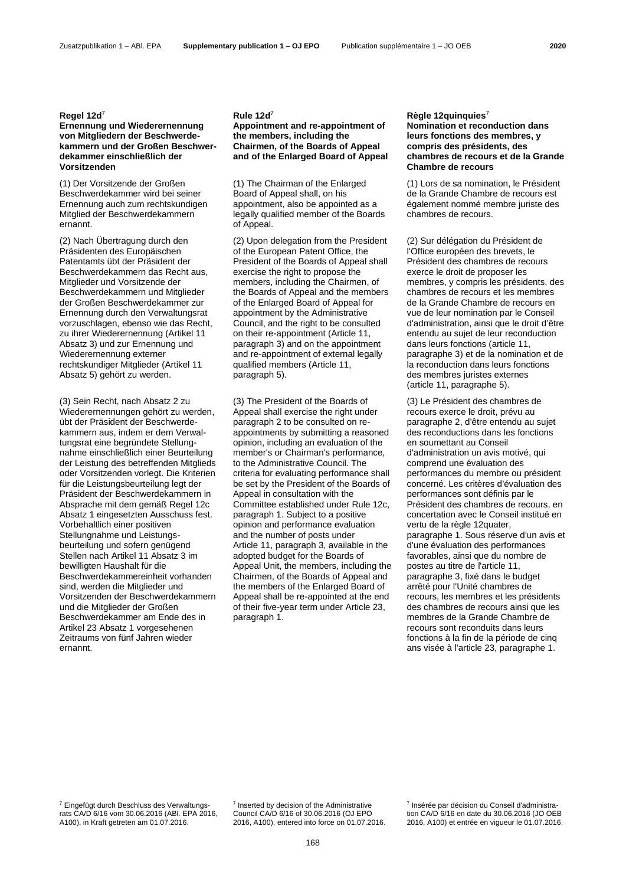### Regel 12d[7]

**Ernennung und Wiederernennung von Mitgliedern der Beschwerdekammern und der Großen Beschwerdekammer einschließlich der Vorsitzenden**

(1) Der Vorsitzende der Großen Beschwerdekammer wird bei seiner Ernennung auch zum rechtskundigen Mitglied der Beschwerdekammern ernannt.

(2) Nach Übertragung durch den Präsidenten des Europäischen Patentamts übt der Präsident der Beschwerdekammern das Recht aus, Mitglieder und Vorsitzende der Beschwerdekammern und Mitglieder der Großen Beschwerdekammer zur Ernennung durch den Verwaltungsrat vorzuschlagen, ebenso wie das Recht, zu ihrer Wiederernennung (Artikel 11 Absatz 3) und zur Ernennung und Wiederernennung externer rechtskundiger Mitglieder (Artikel 11 Absatz 5) gehört zu werden.

(3) Sein Recht, nach Absatz 2 zu Wiederernennungen gehört zu werden, übt der Präsident der Beschwerdekammern aus, indem er dem Verwaltungsrat eine begründete Stellungnahme einschließlich einer Beurteilung der Leistung des betreffenden Mitglieds oder Vorsitzenden vorlegt. Die Kriterien für die Leistungsbeurteilung legt der Präsident der Beschwerdekammern in Absprache mit dem gemäß Regel 12c Absatz 1 eingesetzten Ausschuss fest. Vorbehaltlich einer positiven Stellungnahme und Leistungsbeurteilung und sofern genügend Stellen nach Artikel 11 Absatz 3 im bewilligten Haushalt für die Beschwerdekammereinheit vorhanden sind, werden die Mitglieder und Vorsitzenden der Beschwerdekammern und die Mitglieder der Großen Beschwerdekammer am Ende des in Artikel 23 Absatz 1 vorgesehenen Zeitraums von fünf Jahren wieder ernannt.

[7] Eingefügt durch Beschluss des Verwaltungsrats CA/D 6/16 vom 30.06.2016 (ABl. EPA 2016, A100), in Kraft getreten am 01.07.2016.

### Rule 12d[7]

**Appointment and re-appointment of the members, including the Chairmen, of the Boards of Appeal and of the Enlarged Board of Appeal**

(1) The Chairman of the Enlarged Board of Appeal shall, on his appointment, also be appointed as a legally qualified member of the Boards of Appeal.

(2) Upon delegation from the President of the European Patent Office, the President of the Boards of Appeal shall exercise the right to propose the members, including the Chairmen, of the Boards of Appeal and the members of the Enlarged Board of Appeal for appointment by the Administrative Council, and the right to be consulted on their re-appointment (Article 11, paragraph 3) and on the appointment and re-appointment of external legally qualified members (Article 11, paragraph 5).

(3) The President of the Boards of Appeal shall exercise the right under paragraph 2 to be consulted on re-appointments by submitting a reasoned opinion, including an evaluation of the member's or Chairman's performance, to the Administrative Council. The criteria for evaluating performance shall be set by the President of the Boards of Appeal in consultation with the Committee established under Rule 12c, paragraph 1. Subject to a positive opinion and performance evaluation and the number of posts under Article 11, paragraph 3, available in the adopted budget for the Boards of Appeal Unit, the members, including the Chairmen, of the Boards of Appeal and the members of the Enlarged Board of Appeal shall be re-appointed at the end of their five-year term under Article 23, paragraph 1.

[7] Inserted by decision of the Administrative Council CA/D 6/16 of 30.06.2016 (OJ EPO 2016, A100), entered into force on 01.07.2016.

### Règle 12quinquies[7]

**Nomination et reconduction dans leurs fonctions des membres, y compris des présidents, des chambres de recours et de la Grande Chambre de recours**

(1) Lors de sa nomination, le Président de la Grande Chambre de recours est également nommé membre juriste des chambres de recours.

(2) Sur délégation du Président de l'Office européen des brevets, le Président des chambres de recours exerce le droit de proposer les membres, y compris les présidents, des chambres de recours et les membres de la Grande Chambre de recours en vue de leur nomination par le Conseil d'administration, ainsi que le droit d'être entendu au sujet de leur reconduction dans leurs fonctions (article 11, paragraphe 3) et de la nomination et de la reconduction dans leurs fonctions des membres juristes externes (article 11, paragraphe 5).

(3) Le Président des chambres de recours exerce le droit, prévu au paragraphe 2, d'être entendu au sujet des reconductions dans les fonctions en soumettant au Conseil d'administration un avis motivé, qui comprend une évaluation des performances du membre ou président concerné. Les critères d'évaluation des performances sont définis par le Président des chambres de recours, en concertation avec le Comité institué en vertu de la règle 12quater, paragraphe 1. Sous réserve d'un avis et d'une évaluation des performances favorables, ainsi que du nombre de postes au titre de l'article 11, paragraphe 3, fixé dans le budget arrêté pour l'Unité chambres de recours, les membres et les présidents des chambres de recours ainsi que les membres de la Grande Chambre de recours sont reconduits dans leurs fonctions à la fin de la période de cinq ans visée à l'article 23, paragraphe 1.

[7] Insérée par décision du Conseil d'administration CA/D 6/16 en date du 30.06.2016 (JO OEB 2016, A100) et entrée en vigueur le 01.07.2016.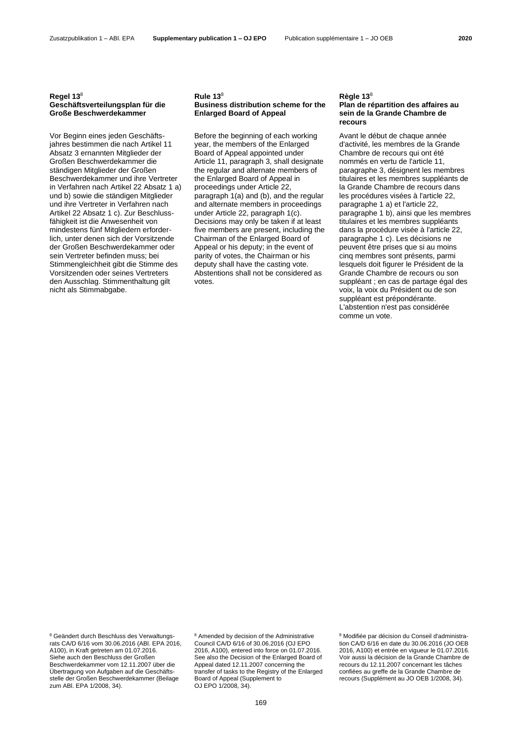### Regel 13[8]
### Geschäftsverteilungsplan für die Große Beschwerdekammer

Vor Beginn eines jeden Geschäftsjahres bestimmen die nach Artikel 11 Absatz 3 ernannten Mitglieder der Großen Beschwerdekammer die ständigen Mitglieder der Großen Beschwerdekammer und ihre Vertreter in Verfahren nach Artikel 22 Absatz 1 a) und b) sowie die ständigen Mitglieder und ihre Vertreter in Verfahren nach Artikel 22 Absatz 1 c). Zur Beschlussfähigkeit ist die Anwesenheit von mindestens fünf Mitgliedern erforderlich, unter denen sich der Vorsitzende der Großen Beschwerdekammer oder sein Vertreter befinden muss; bei Stimmengleichheit gibt die Stimme des Vorsitzenden oder seines Vertreters den Ausschlag. Stimmenthaltung gilt nicht als Stimmabgabe.

### Rule 13[8]
### Business distribution scheme for the Enlarged Board of Appeal

Before the beginning of each working year, the members of the Enlarged Board of Appeal appointed under Article 11, paragraph 3, shall designate the regular and alternate members of the Enlarged Board of Appeal in proceedings under Article 22, paragraph 1(a) and (b), and the regular and alternate members in proceedings under Article 22, paragraph 1(c). Decisions may only be taken if at least five members are present, including the Chairman of the Enlarged Board of Appeal or his deputy; in the event of parity of votes, the Chairman or his deputy shall have the casting vote. Abstentions shall not be considered as votes.

### Règle 13[8]
### Plan de répartition des affaires au sein de la Grande Chambre de recours

Avant le début de chaque année d'activité, les membres de la Grande Chambre de recours qui ont été nommés en vertu de l'article 11, paragraphe 3, désignent les membres titulaires et les membres suppléants de la Grande Chambre de recours dans les procédures visées à l'article 22, paragraphe 1 a) et l'article 22, paragraphe 1 b), ainsi que les membres titulaires et les membres suppléants dans la procédure visée à l'article 22, paragraphe 1 c). Les décisions ne peuvent être prises que si au moins cinq membres sont présents, parmi lesquels doit figurer le Président de la Grande Chambre de recours ou son suppléant ; en cas de partage égal des voix, la voix du Président ou de son suppléant est prépondérante. L'abstention n'est pas considérée comme un vote.

---

[8] Geändert durch Beschluss des Verwaltungsrats CA/D 6/16 vom 30.06.2016 (ABl. EPA 2016, A100), in Kraft getreten am 01.07.2016. Siehe auch den Beschluss der Großen Beschwerdekammer vom 12.11.2007 über die Übertragung von Aufgaben auf die Geschäftsstelle der Großen Beschwerdekammer (Beilage zum ABl. EPA 1/2008, 34).

[8] Amended by decision of the Administrative Council CA/D 6/16 of 30.06.2016 (OJ EPO 2016, A100), entered into force on 01.07.2016. See also the Decision of the Enlarged Board of Appeal dated 12.11.2007 concerning the transfer of tasks to the Registry of the Enlarged Board of Appeal (Supplement to OJ EPO 1/2008, 34).

[8] Modifiée par décision du Conseil d'administration CA/D 6/16 en date du 30.06.2016 (JO OEB 2016, A100) et entrée en vigueur le 01.07.2016. Voir aussi la décision de la Grande Chambre de recours du 12.11.2007 concernant les tâches confiées au greffe de la Grande Chambre de recours (Supplément au JO OEB 1/2008, 34).